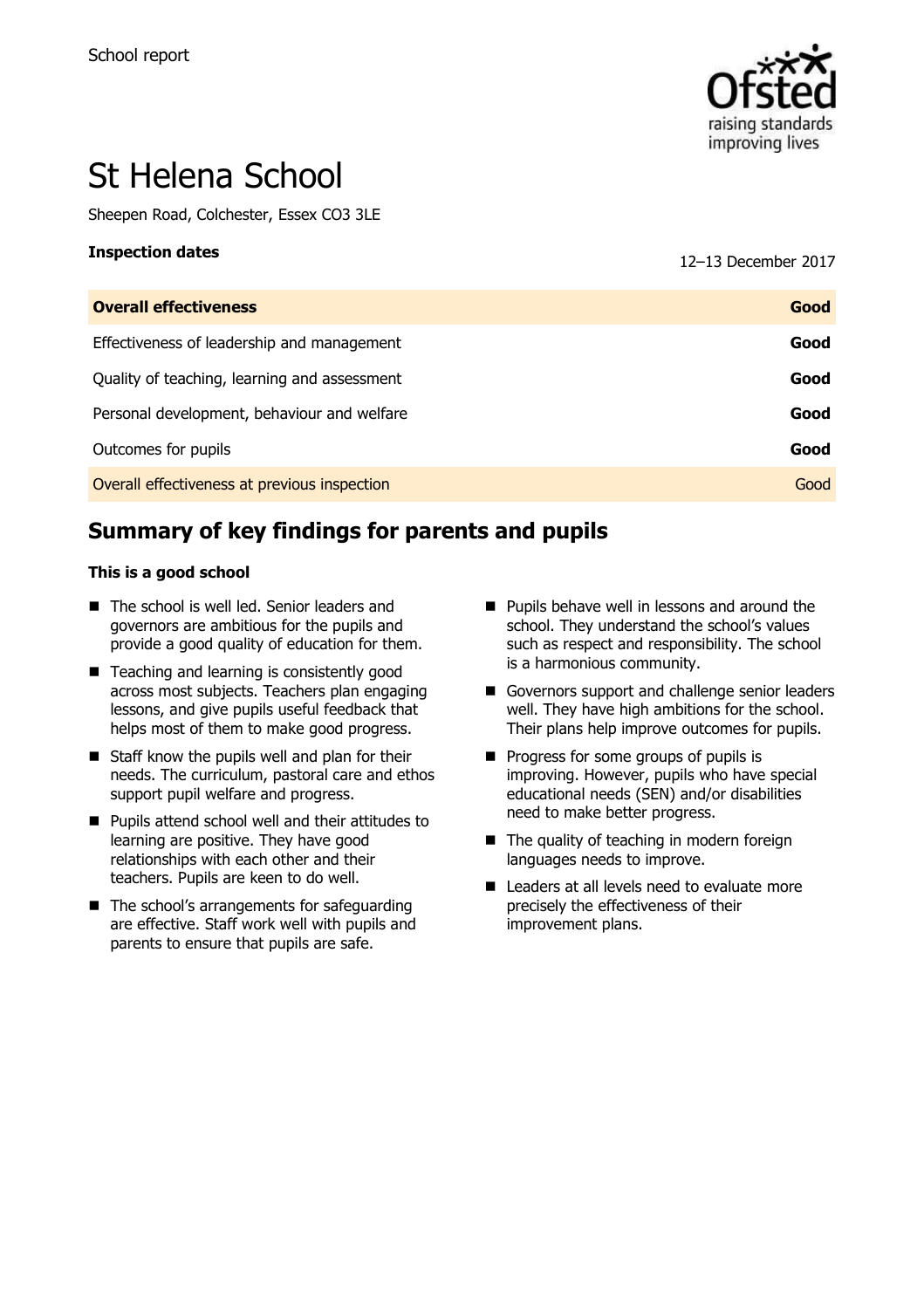School report

# St Helena School

Sheepen Road, Colchester, Essex CO3 3LE

**Inspection dates** 12–13 December 2017

| **Overall effectiveness** | **Good** |
|---|---|
| Effectiveness of leadership and management | **Good** |
| Quality of teaching, learning and assessment | **Good** |
| Personal development, behaviour and welfare | **Good** |
| Outcomes for pupils | **Good** |
| Overall effectiveness at previous inspection | Good |

## Summary of key findings for parents and pupils

**This is a good school**

- The school is well led. Senior leaders and governors are ambitious for the pupils and provide a good quality of education for them.
- Teaching and learning is consistently good across most subjects. Teachers plan engaging lessons, and give pupils useful feedback that helps most of them to make good progress.
- Staff know the pupils well and plan for their needs. The curriculum, pastoral care and ethos support pupil welfare and progress.
- Pupils attend school well and their attitudes to learning are positive. They have good relationships with each other and their teachers. Pupils are keen to do well.
- The school's arrangements for safeguarding are effective. Staff work well with pupils and parents to ensure that pupils are safe.
- Pupils behave well in lessons and around the school. They understand the school's values such as respect and responsibility. The school is a harmonious community.
- Governors support and challenge senior leaders well. They have high ambitions for the school. Their plans help improve outcomes for pupils.
- Progress for some groups of pupils is improving. However, pupils who have special educational needs (SEN) and/or disabilities need to make better progress.
- The quality of teaching in modern foreign languages needs to improve.
- Leaders at all levels need to evaluate more precisely the effectiveness of their improvement plans.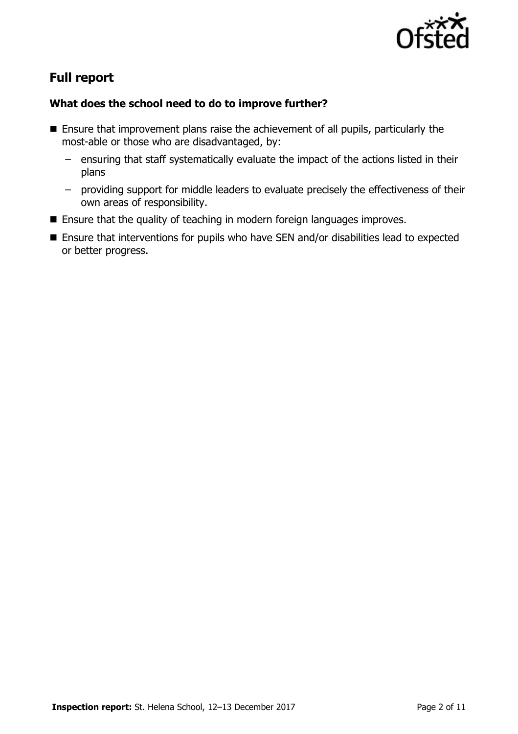## Full report

### What does the school need to do to improve further?

- Ensure that improvement plans raise the achievement of all pupils, particularly the most-able or those who are disadvantaged, by:
  - ensuring that staff systematically evaluate the impact of the actions listed in their plans
  - providing support for middle leaders to evaluate precisely the effectiveness of their own areas of responsibility.
- Ensure that the quality of teaching in modern foreign languages improves.
- Ensure that interventions for pupils who have SEN and/or disabilities lead to expected or better progress.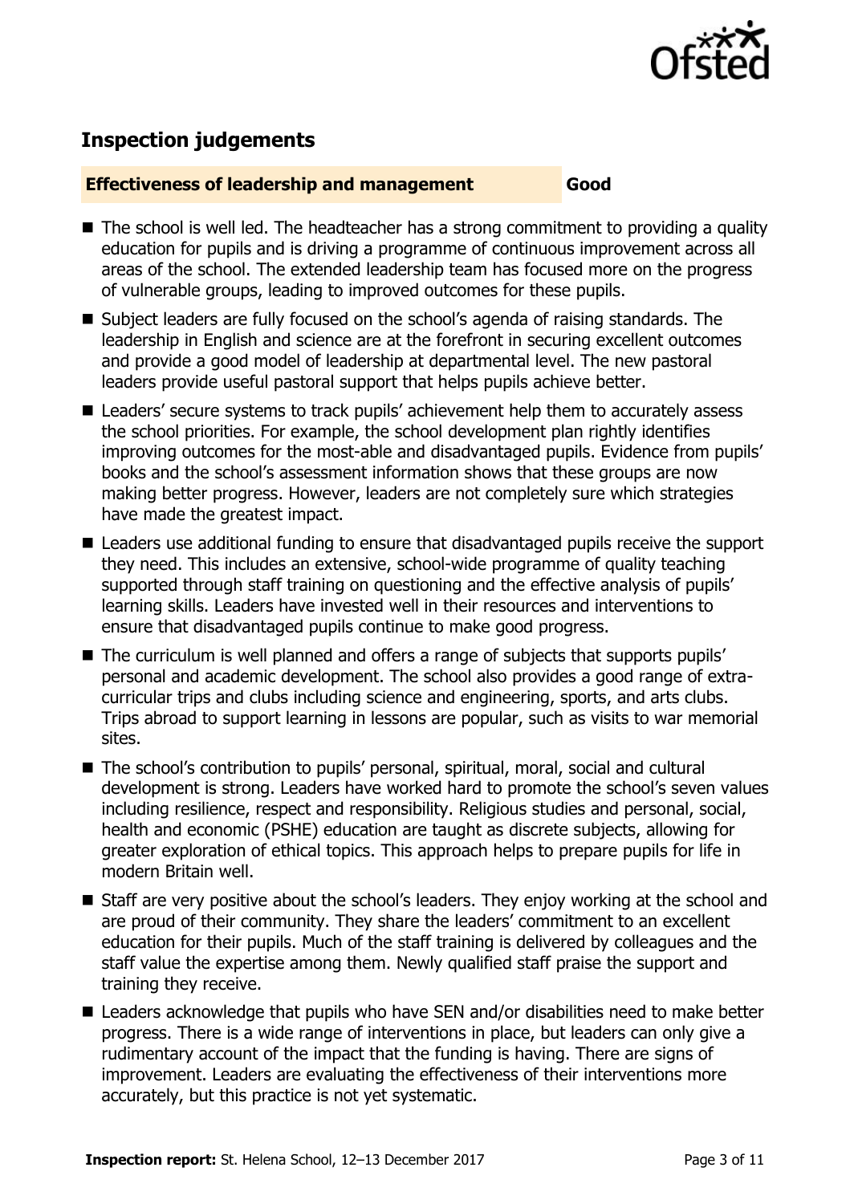## Inspection judgements

| Effectiveness of leadership and management | Good |
| --- | --- |

- The school is well led. The headteacher has a strong commitment to providing a quality education for pupils and is driving a programme of continuous improvement across all areas of the school. The extended leadership team has focused more on the progress of vulnerable groups, leading to improved outcomes for these pupils.
- Subject leaders are fully focused on the school's agenda of raising standards. The leadership in English and science are at the forefront in securing excellent outcomes and provide a good model of leadership at departmental level. The new pastoral leaders provide useful pastoral support that helps pupils achieve better.
- Leaders' secure systems to track pupils' achievement help them to accurately assess the school priorities. For example, the school development plan rightly identifies improving outcomes for the most-able and disadvantaged pupils. Evidence from pupils' books and the school's assessment information shows that these groups are now making better progress. However, leaders are not completely sure which strategies have made the greatest impact.
- Leaders use additional funding to ensure that disadvantaged pupils receive the support they need. This includes an extensive, school-wide programme of quality teaching supported through staff training on questioning and the effective analysis of pupils' learning skills. Leaders have invested well in their resources and interventions to ensure that disadvantaged pupils continue to make good progress.
- The curriculum is well planned and offers a range of subjects that supports pupils' personal and academic development. The school also provides a good range of extra-curricular trips and clubs including science and engineering, sports, and arts clubs. Trips abroad to support learning in lessons are popular, such as visits to war memorial sites.
- The school's contribution to pupils' personal, spiritual, moral, social and cultural development is strong. Leaders have worked hard to promote the school's seven values including resilience, respect and responsibility. Religious studies and personal, social, health and economic (PSHE) education are taught as discrete subjects, allowing for greater exploration of ethical topics. This approach helps to prepare pupils for life in modern Britain well.
- Staff are very positive about the school's leaders. They enjoy working at the school and are proud of their community. They share the leaders' commitment to an excellent education for their pupils. Much of the staff training is delivered by colleagues and the staff value the expertise among them. Newly qualified staff praise the support and training they receive.
- Leaders acknowledge that pupils who have SEN and/or disabilities need to make better progress. There is a wide range of interventions in place, but leaders can only give a rudimentary account of the impact that the funding is having. There are signs of improvement. Leaders are evaluating the effectiveness of their interventions more accurately, but this practice is not yet systematic.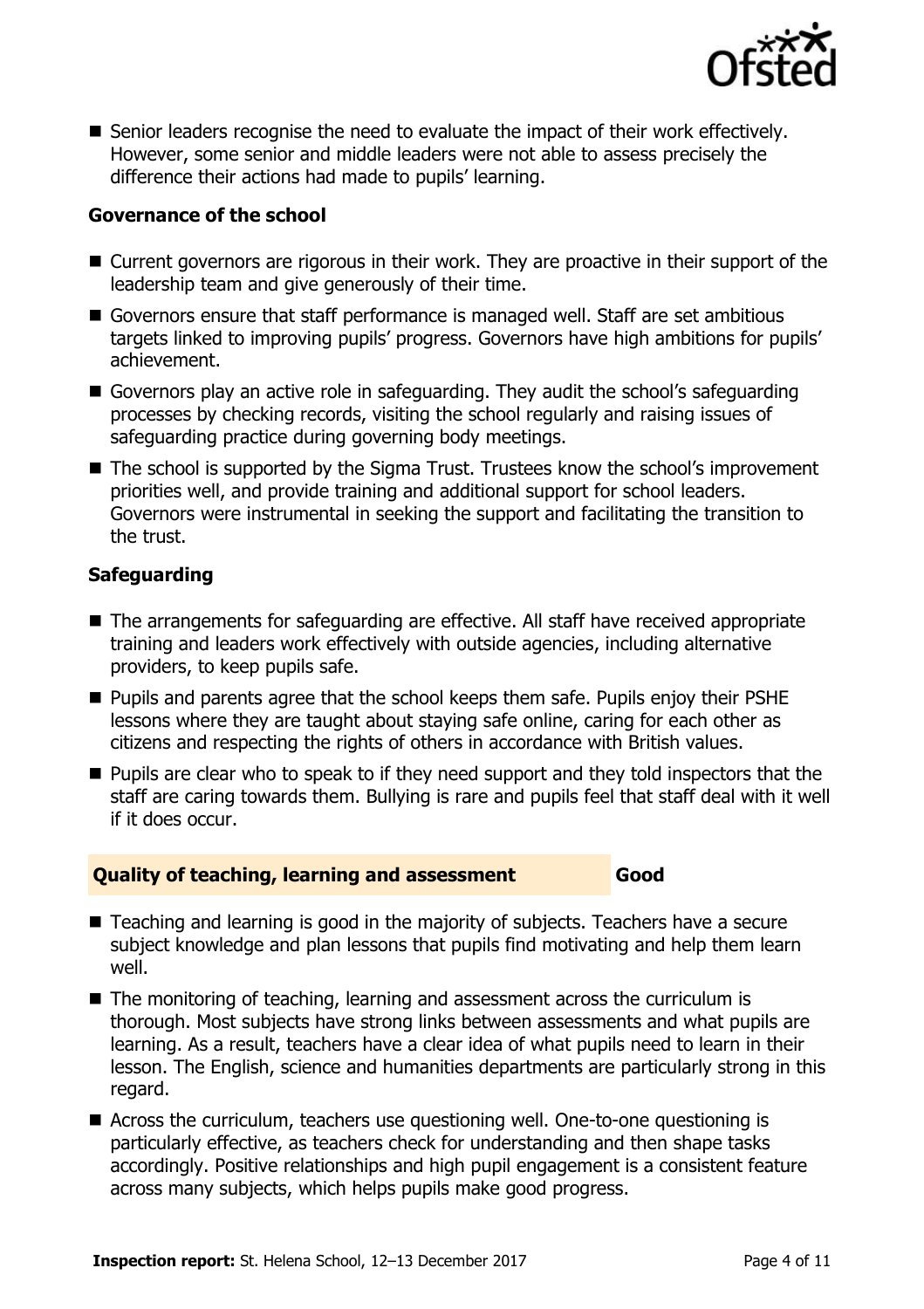- Senior leaders recognise the need to evaluate the impact of their work effectively. However, some senior and middle leaders were not able to assess precisely the difference their actions had made to pupils' learning.

### Governance of the school

- Current governors are rigorous in their work. They are proactive in their support of the leadership team and give generously of their time.
- Governors ensure that staff performance is managed well. Staff are set ambitious targets linked to improving pupils' progress. Governors have high ambitions for pupils' achievement.
- Governors play an active role in safeguarding. They audit the school's safeguarding processes by checking records, visiting the school regularly and raising issues of safeguarding practice during governing body meetings.
- The school is supported by the Sigma Trust. Trustees know the school's improvement priorities well, and provide training and additional support for school leaders. Governors were instrumental in seeking the support and facilitating the transition to the trust.

### Safeguarding

- The arrangements for safeguarding are effective. All staff have received appropriate training and leaders work effectively with outside agencies, including alternative providers, to keep pupils safe.
- Pupils and parents agree that the school keeps them safe. Pupils enjoy their PSHE lessons where they are taught about staying safe online, caring for each other as citizens and respecting the rights of others in accordance with British values.
- Pupils are clear who to speak to if they need support and they told inspectors that the staff are caring towards them. Bullying is rare and pupils feel that staff deal with it well if it does occur.

## Quality of teaching, learning and assessment — Good

- Teaching and learning is good in the majority of subjects. Teachers have a secure subject knowledge and plan lessons that pupils find motivating and help them learn well.
- The monitoring of teaching, learning and assessment across the curriculum is thorough. Most subjects have strong links between assessments and what pupils are learning. As a result, teachers have a clear idea of what pupils need to learn in their lesson. The English, science and humanities departments are particularly strong in this regard.
- Across the curriculum, teachers use questioning well. One-to-one questioning is particularly effective, as teachers check for understanding and then shape tasks accordingly. Positive relationships and high pupil engagement is a consistent feature across many subjects, which helps pupils make good progress.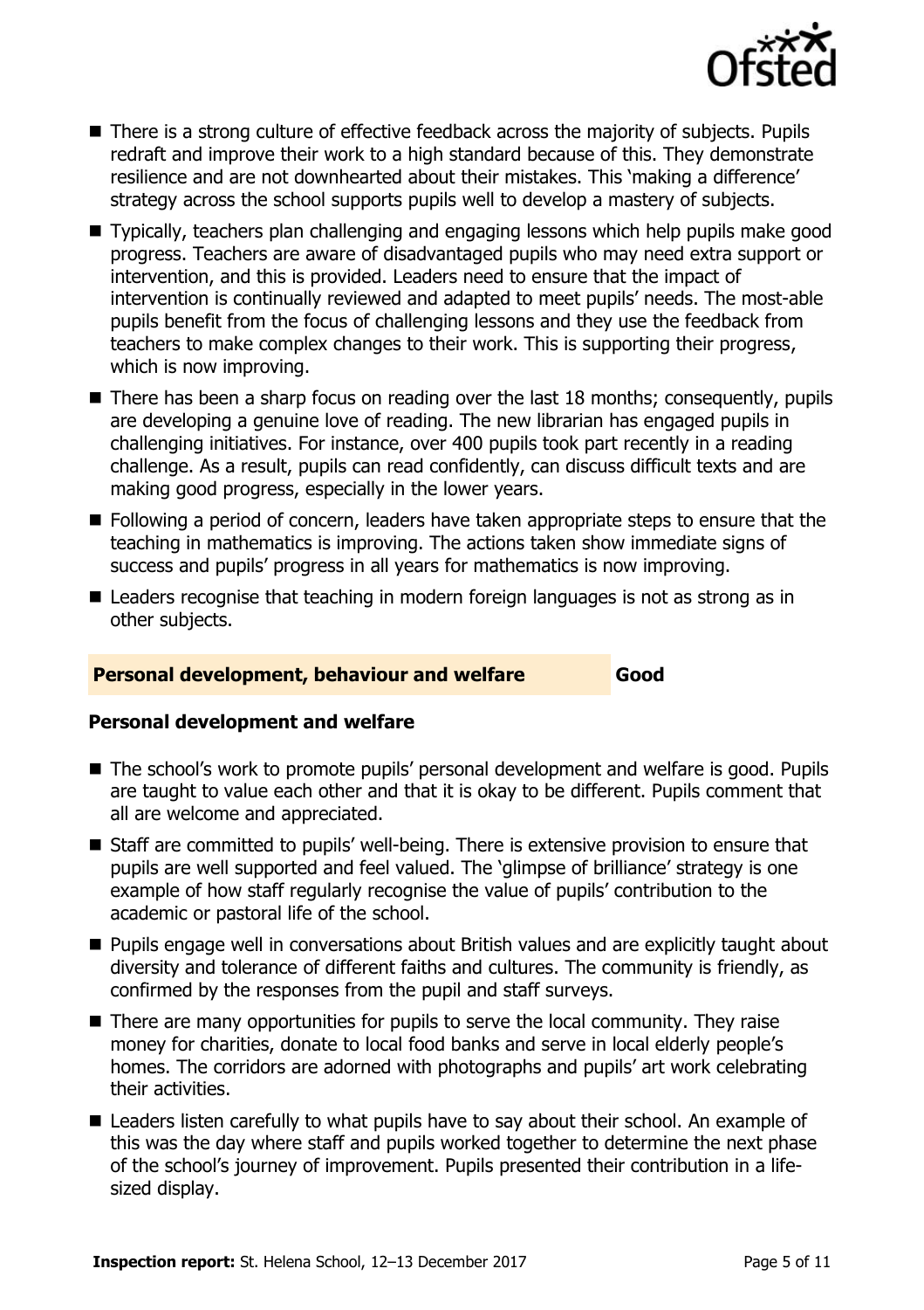- There is a strong culture of effective feedback across the majority of subjects. Pupils redraft and improve their work to a high standard because of this. They demonstrate resilience and are not downhearted about their mistakes. This 'making a difference' strategy across the school supports pupils well to develop a mastery of subjects.
- Typically, teachers plan challenging and engaging lessons which help pupils make good progress. Teachers are aware of disadvantaged pupils who may need extra support or intervention, and this is provided. Leaders need to ensure that the impact of intervention is continually reviewed and adapted to meet pupils' needs. The most-able pupils benefit from the focus of challenging lessons and they use the feedback from teachers to make complex changes to their work. This is supporting their progress, which is now improving.
- There has been a sharp focus on reading over the last 18 months; consequently, pupils are developing a genuine love of reading. The new librarian has engaged pupils in challenging initiatives. For instance, over 400 pupils took part recently in a reading challenge. As a result, pupils can read confidently, can discuss difficult texts and are making good progress, especially in the lower years.
- Following a period of concern, leaders have taken appropriate steps to ensure that the teaching in mathematics is improving. The actions taken show immediate signs of success and pupils' progress in all years for mathematics is now improving.
- Leaders recognise that teaching in modern foreign languages is not as strong as in other subjects.

## Personal development, behaviour and welfare — Good

### Personal development and welfare

- The school's work to promote pupils' personal development and welfare is good. Pupils are taught to value each other and that it is okay to be different. Pupils comment that all are welcome and appreciated.
- Staff are committed to pupils' well-being. There is extensive provision to ensure that pupils are well supported and feel valued. The 'glimpse of brilliance' strategy is one example of how staff regularly recognise the value of pupils' contribution to the academic or pastoral life of the school.
- Pupils engage well in conversations about British values and are explicitly taught about diversity and tolerance of different faiths and cultures. The community is friendly, as confirmed by the responses from the pupil and staff surveys.
- There are many opportunities for pupils to serve the local community. They raise money for charities, donate to local food banks and serve in local elderly people's homes. The corridors are adorned with photographs and pupils' art work celebrating their activities.
- Leaders listen carefully to what pupils have to say about their school. An example of this was the day where staff and pupils worked together to determine the next phase of the school's journey of improvement. Pupils presented their contribution in a life-sized display.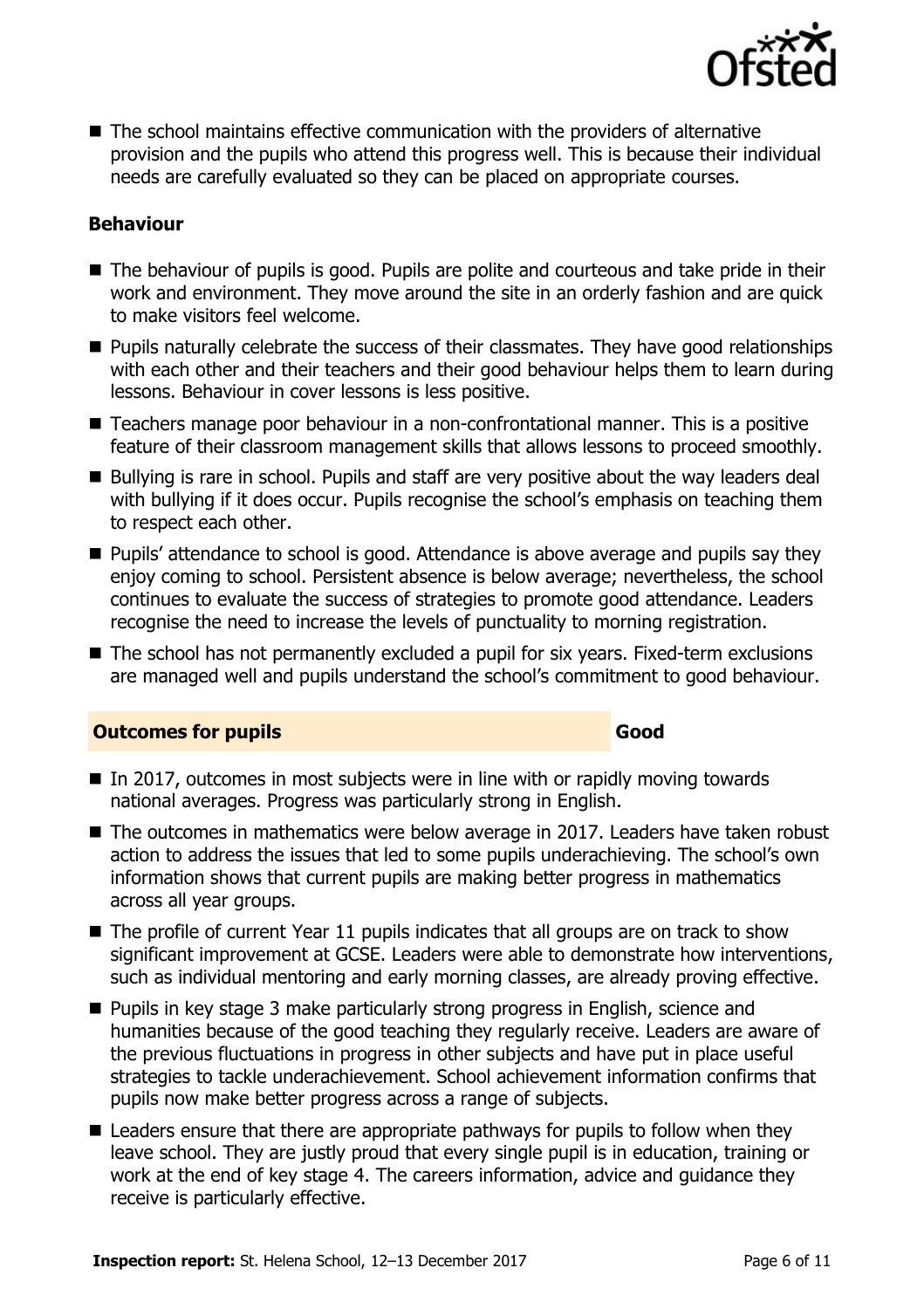- The school maintains effective communication with the providers of alternative provision and the pupils who attend this progress well. This is because their individual needs are carefully evaluated so they can be placed on appropriate courses.

### Behaviour

- The behaviour of pupils is good. Pupils are polite and courteous and take pride in their work and environment. They move around the site in an orderly fashion and are quick to make visitors feel welcome.
- Pupils naturally celebrate the success of their classmates. They have good relationships with each other and their teachers and their good behaviour helps them to learn during lessons. Behaviour in cover lessons is less positive.
- Teachers manage poor behaviour in a non-confrontational manner. This is a positive feature of their classroom management skills that allows lessons to proceed smoothly.
- Bullying is rare in school. Pupils and staff are very positive about the way leaders deal with bullying if it does occur. Pupils recognise the school's emphasis on teaching them to respect each other.
- Pupils' attendance to school is good. Attendance is above average and pupils say they enjoy coming to school. Persistent absence is below average; nevertheless, the school continues to evaluate the success of strategies to promote good attendance. Leaders recognise the need to increase the levels of punctuality to morning registration.
- The school has not permanently excluded a pupil for six years. Fixed-term exclusions are managed well and pupils understand the school's commitment to good behaviour.

## Outcomes for pupils — Good

- In 2017, outcomes in most subjects were in line with or rapidly moving towards national averages. Progress was particularly strong in English.
- The outcomes in mathematics were below average in 2017. Leaders have taken robust action to address the issues that led to some pupils underachieving. The school's own information shows that current pupils are making better progress in mathematics across all year groups.
- The profile of current Year 11 pupils indicates that all groups are on track to show significant improvement at GCSE. Leaders were able to demonstrate how interventions, such as individual mentoring and early morning classes, are already proving effective.
- Pupils in key stage 3 make particularly strong progress in English, science and humanities because of the good teaching they regularly receive. Leaders are aware of the previous fluctuations in progress in other subjects and have put in place useful strategies to tackle underachievement. School achievement information confirms that pupils now make better progress across a range of subjects.
- Leaders ensure that there are appropriate pathways for pupils to follow when they leave school. They are justly proud that every single pupil is in education, training or work at the end of key stage 4. The careers information, advice and guidance they receive is particularly effective.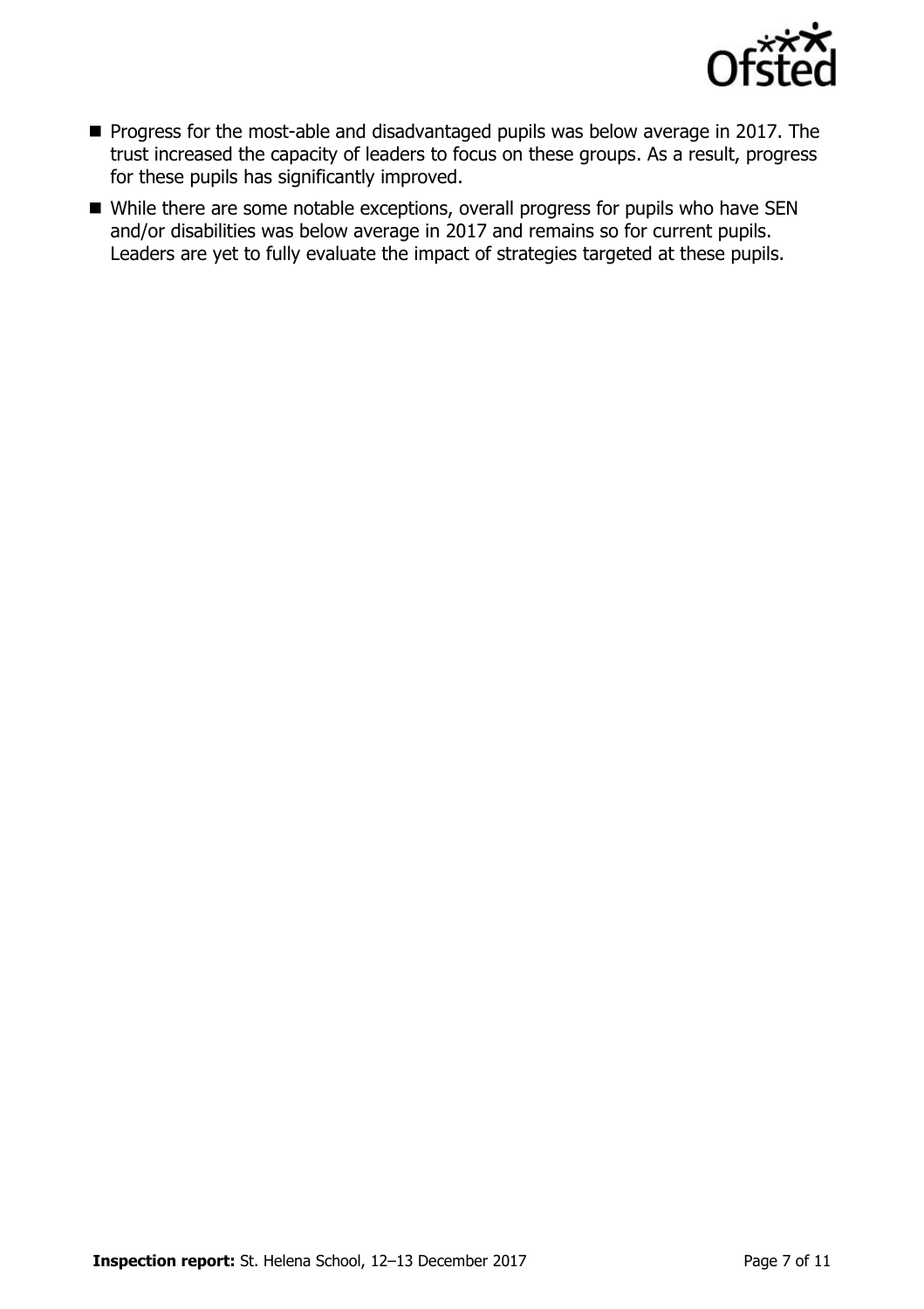- Progress for the most-able and disadvantaged pupils was below average in 2017. The trust increased the capacity of leaders to focus on these groups. As a result, progress for these pupils has significantly improved.
- While there are some notable exceptions, overall progress for pupils who have SEN and/or disabilities was below average in 2017 and remains so for current pupils. Leaders are yet to fully evaluate the impact of strategies targeted at these pupils.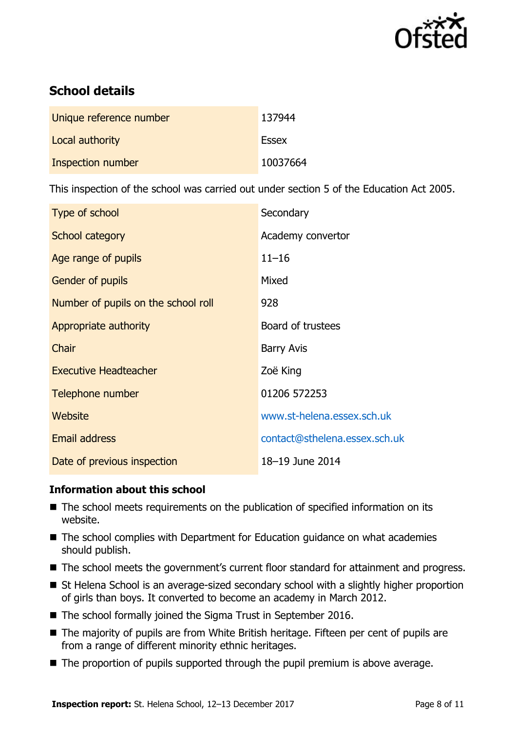## School details

| | |
|---|---|
| Unique reference number | 137944 |
| Local authority | Essex |
| Inspection number | 10037664 |

This inspection of the school was carried out under section 5 of the Education Act 2005.

| | |
|---|---|
| Type of school | Secondary |
| School category | Academy convertor |
| Age range of pupils | 11–16 |
| Gender of pupils | Mixed |
| Number of pupils on the school roll | 928 |
| Appropriate authority | Board of trustees |
| Chair | Barry Avis |
| Executive Headteacher | Zoë King |
| Telephone number | 01206 572253 |
| Website | www.st-helena.essex.sch.uk |
| Email address | contact@sthelena.essex.sch.uk |
| Date of previous inspection | 18–19 June 2014 |

### Information about this school

- The school meets requirements on the publication of specified information on its website.
- The school complies with Department for Education guidance on what academies should publish.
- The school meets the government's current floor standard for attainment and progress.
- St Helena School is an average-sized secondary school with a slightly higher proportion of girls than boys. It converted to become an academy in March 2012.
- The school formally joined the Sigma Trust in September 2016.
- The majority of pupils are from White British heritage. Fifteen per cent of pupils are from a range of different minority ethnic heritages.
- The proportion of pupils supported through the pupil premium is above average.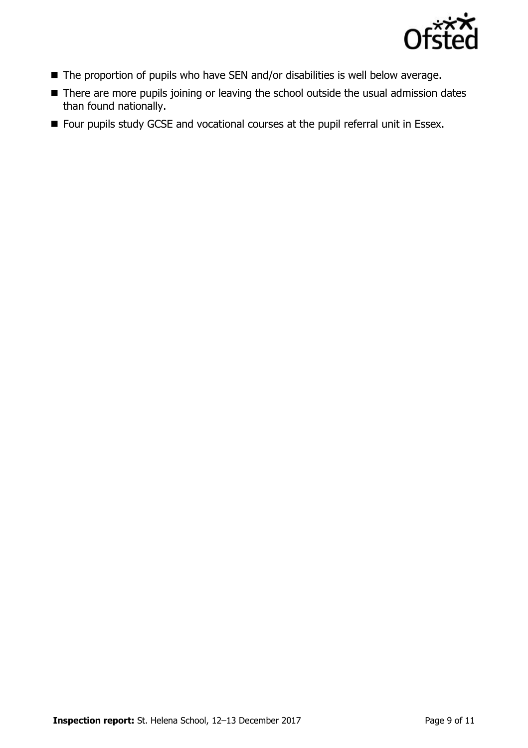- The proportion of pupils who have SEN and/or disabilities is well below average.
- There are more pupils joining or leaving the school outside the usual admission dates than found nationally.
- Four pupils study GCSE and vocational courses at the pupil referral unit in Essex.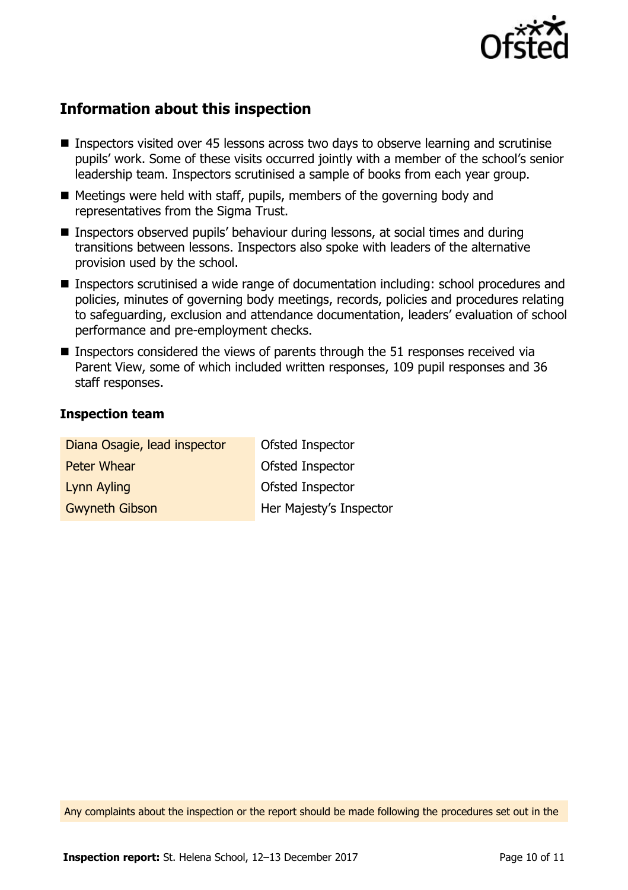## Information about this inspection

- Inspectors visited over 45 lessons across two days to observe learning and scrutinise pupils' work. Some of these visits occurred jointly with a member of the school's senior leadership team. Inspectors scrutinised a sample of books from each year group.
- Meetings were held with staff, pupils, members of the governing body and representatives from the Sigma Trust.
- Inspectors observed pupils' behaviour during lessons, at social times and during transitions between lessons. Inspectors also spoke with leaders of the alternative provision used by the school.
- Inspectors scrutinised a wide range of documentation including: school procedures and policies, minutes of governing body meetings, records, policies and procedures relating to safeguarding, exclusion and attendance documentation, leaders' evaluation of school performance and pre-employment checks.
- Inspectors considered the views of parents through the 51 responses received via Parent View, some of which included written responses, 109 pupil responses and 36 staff responses.

### Inspection team

| | |
|---|---|
| Diana Osagie, lead inspector | Ofsted Inspector |
| Peter Whear | Ofsted Inspector |
| Lynn Ayling | Ofsted Inspector |
| Gwyneth Gibson | Her Majesty's Inspector |

Any complaints about the inspection or the report should be made following the procedures set out in the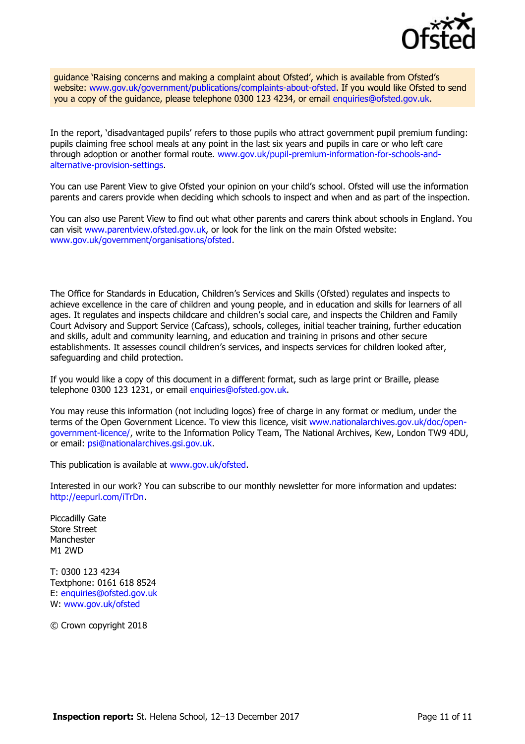guidance 'Raising concerns and making a complaint about Ofsted', which is available from Ofsted's website: www.gov.uk/government/publications/complaints-about-ofsted. If you would like Ofsted to send you a copy of the guidance, please telephone 0300 123 4234, or email enquiries@ofsted.gov.uk.

In the report, 'disadvantaged pupils' refers to those pupils who attract government pupil premium funding: pupils claiming free school meals at any point in the last six years and pupils in care or who left care through adoption or another formal route. www.gov.uk/pupil-premium-information-for-schools-and-alternative-provision-settings.

You can use Parent View to give Ofsted your opinion on your child's school. Ofsted will use the information parents and carers provide when deciding which schools to inspect and when and as part of the inspection.

You can also use Parent View to find out what other parents and carers think about schools in England. You can visit www.parentview.ofsted.gov.uk, or look for the link on the main Ofsted website: www.gov.uk/government/organisations/ofsted.

The Office for Standards in Education, Children's Services and Skills (Ofsted) regulates and inspects to achieve excellence in the care of children and young people, and in education and skills for learners of all ages. It regulates and inspects childcare and children's social care, and inspects the Children and Family Court Advisory and Support Service (Cafcass), schools, colleges, initial teacher training, further education and skills, adult and community learning, and education and training in prisons and other secure establishments. It assesses council children's services, and inspects services for children looked after, safeguarding and child protection.

If you would like a copy of this document in a different format, such as large print or Braille, please telephone 0300 123 1231, or email enquiries@ofsted.gov.uk.

You may reuse this information (not including logos) free of charge in any format or medium, under the terms of the Open Government Licence. To view this licence, visit www.nationalarchives.gov.uk/doc/open-government-licence/, write to the Information Policy Team, The National Archives, Kew, London TW9 4DU, or email: psi@nationalarchives.gsi.gov.uk.

This publication is available at www.gov.uk/ofsted.

Interested in our work? You can subscribe to our monthly newsletter for more information and updates: http://eepurl.com/iTrDn.

Piccadilly Gate
Store Street
Manchester
M1 2WD

T: 0300 123 4234
Textphone: 0161 618 8524
E: enquiries@ofsted.gov.uk
W: www.gov.uk/ofsted

© Crown copyright 2018